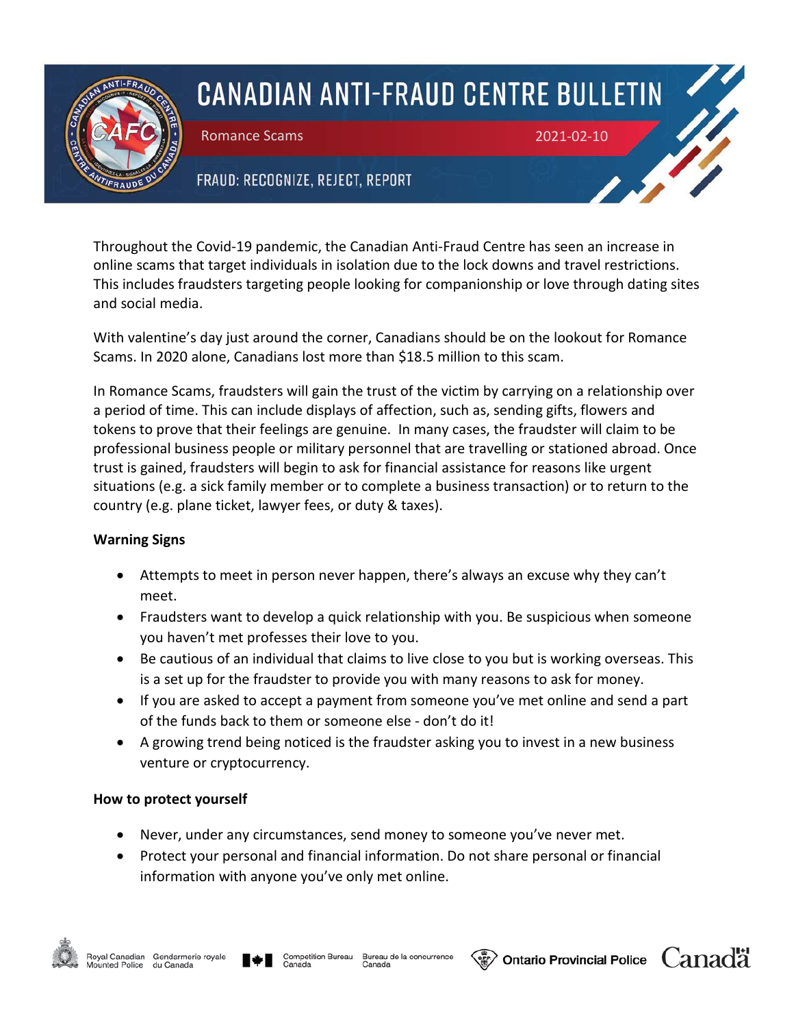# CANADIAN ANTI-FRAUD CENTRE BULLETIN

Romance Scams

2021-02-10

FRAUD: RECOGNIZE, REJECT, REPORT

Throughout the Covid-19 pandemic, the Canadian Anti-Fraud Centre has seen an increase in online scams that target individuals in isolation due to the lock downs and travel restrictions. This includes fraudsters targeting people looking for companionship or love through dating sites and social media.

With valentine's day just around the corner, Canadians should be on the lookout for Romance Scams. In 2020 alone, Canadians lost more than $18.5 million to this scam.

In Romance Scams, fraudsters will gain the trust of the victim by carrying on a relationship over a period of time. This can include displays of affection, such as, sending gifts, flowers and tokens to prove that their feelings are genuine. In many cases, the fraudster will claim to be professional business people or military personnel that are travelling or stationed abroad. Once trust is gained, fraudsters will begin to ask for financial assistance for reasons like urgent situations (e.g. a sick family member or to complete a business transaction) or to return to the country (e.g. plane ticket, lawyer fees, or duty & taxes).

**Warning Signs**

- Attempts to meet in person never happen, there's always an excuse why they can't meet.
- Fraudsters want to develop a quick relationship with you. Be suspicious when someone you haven't met professes their love to you.
- Be cautious of an individual that claims to live close to you but is working overseas. This is a set up for the fraudster to provide you with many reasons to ask for money.
- If you are asked to accept a payment from someone you've met online and send a part of the funds back to them or someone else - don't do it!
- A growing trend being noticed is the fraudster asking you to invest in a new business venture or cryptocurrency.

**How to protect yourself**

- Never, under any circumstances, send money to someone you've never met.
- Protect your personal and financial information. Do not share personal or financial information with anyone you've only met online.

Royal Canadian Mounted Police / Gendarmerie royale du Canada · Competition Bureau Canada / Bureau de la concurrence Canada · Ontario Provincial Police · Canada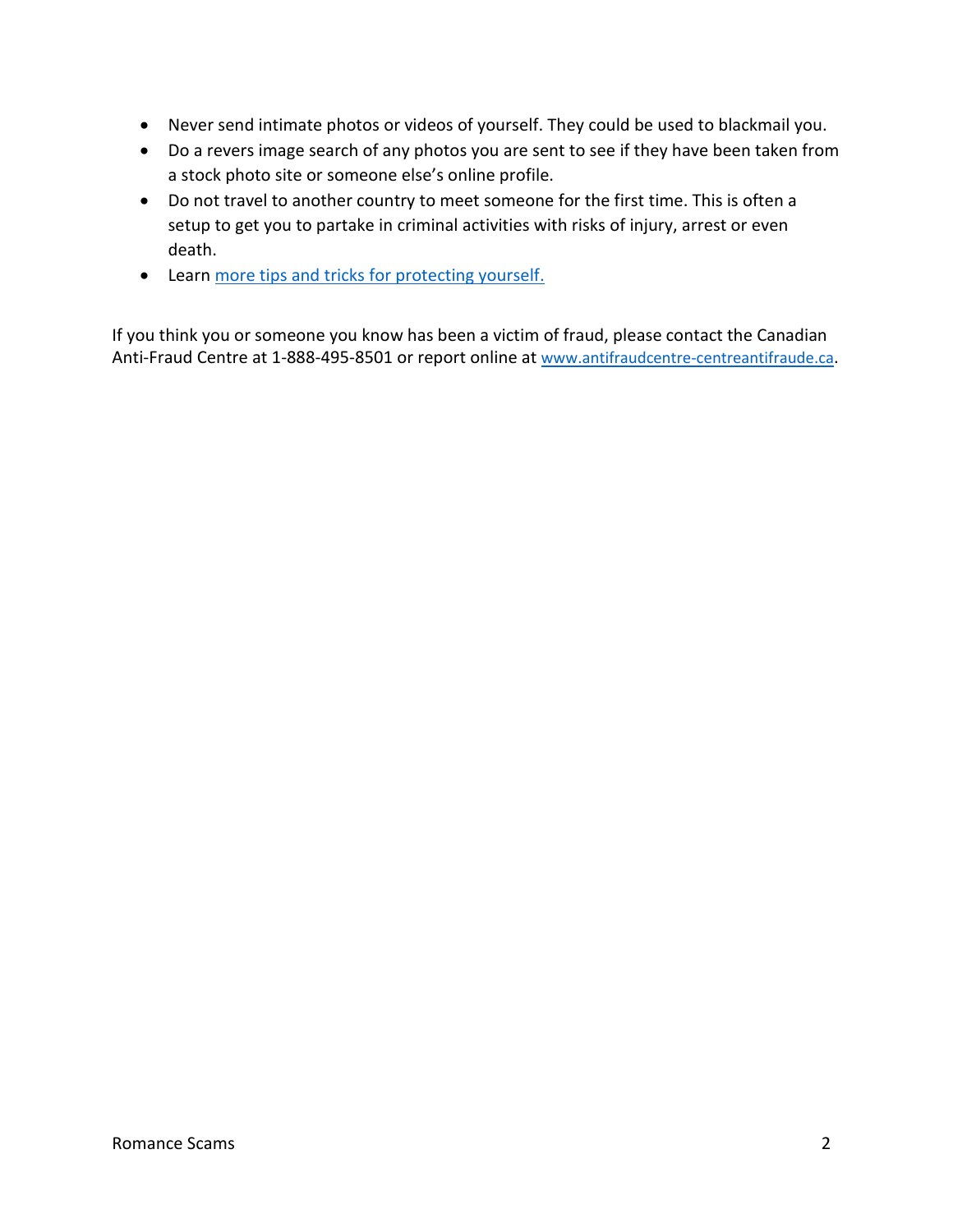- Never send intimate photos or videos of yourself. They could be used to blackmail you.
- Do a revers image search of any photos you are sent to see if they have been taken from a stock photo site or someone else's online profile.
- Do not travel to another country to meet someone for the first time. This is often a setup to get you to partake in criminal activities with risks of injury, arrest or even death.
- Learn more tips and tricks for protecting yourself.

If you think you or someone you know has been a victim of fraud, please contact the Canadian Anti-Fraud Centre at 1-888-495-8501 or report online at www.antifraudcentre-centreantifraude.ca.